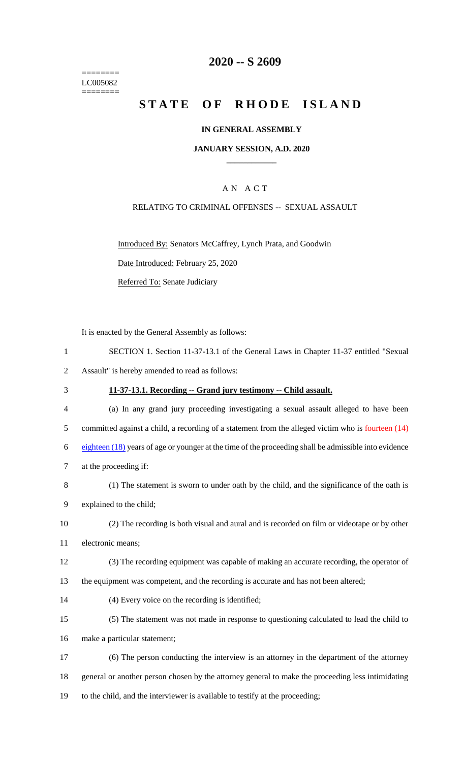========
LC005082
========

# 2020 -- S 2609

# STATE OF RHODE ISLAND

## IN GENERAL ASSEMBLY

## JANUARY SESSION, A.D. 2020

### A N A C T

RELATING TO CRIMINAL OFFENSES -- SEXUAL ASSAULT

Introduced By: Senators McCaffrey, Lynch Prata, and Goodwin

Date Introduced: February 25, 2020

Referred To: Senate Judiciary

It is enacted by the General Assembly as follows:

SECTION 1. Section 11-37-13.1 of the General Laws in Chapter 11-37 entitled "Sexual Assault" is hereby amended to read as follows:

**11-37-13.1. Recording -- Grand jury testimony -- Child assault.**

(a) In any grand jury proceeding investigating a sexual assault alleged to have been committed against a child, a recording of a statement from the alleged victim who is ~~fourteen (14)~~ eighteen (18) years of age or younger at the time of the proceeding shall be admissible into evidence at the proceeding if:

(1) The statement is sworn to under oath by the child, and the significance of the oath is explained to the child;

(2) The recording is both visual and aural and is recorded on film or videotape or by other electronic means;

(3) The recording equipment was capable of making an accurate recording, the operator of the equipment was competent, and the recording is accurate and has not been altered;

(4) Every voice on the recording is identified;

(5) The statement was not made in response to questioning calculated to lead the child to make a particular statement;

(6) The person conducting the interview is an attorney in the department of the attorney general or another person chosen by the attorney general to make the proceeding less intimidating to the child, and the interviewer is available to testify at the proceeding;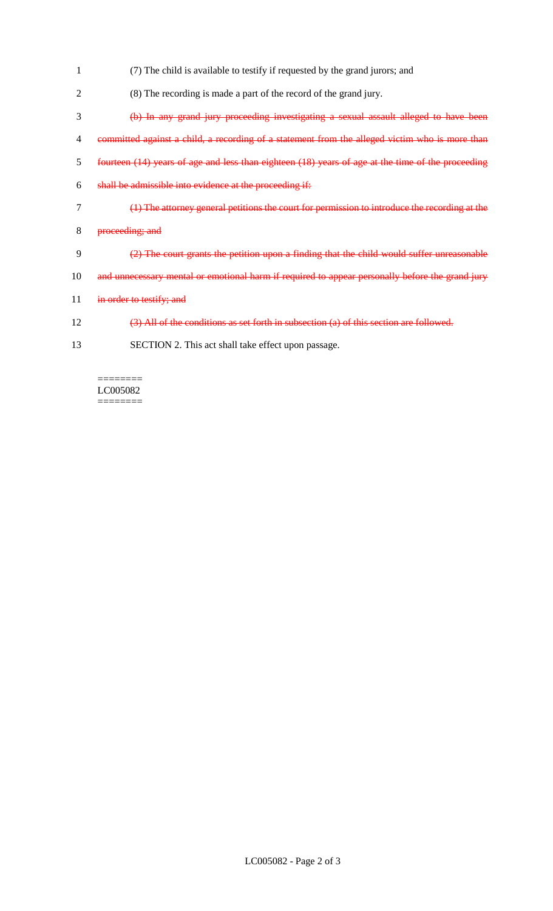(7) The child is available to testify if requested by the grand jurors; and

(8) The recording is made a part of the record of the grand jury.

~~(b) In any grand jury proceeding investigating a sexual assault alleged to have been committed against a child, a recording of a statement from the alleged victim who is more than fourteen (14) years of age and less than eighteen (18) years of age at the time of the proceeding shall be admissible into evidence at the proceeding if:~~

~~(1) The attorney general petitions the court for permission to introduce the recording at the proceeding; and~~

~~(2) The court grants the petition upon a finding that the child would suffer unreasonable and unnecessary mental or emotional harm if required to appear personally before the grand jury in order to testify; and~~

~~(3) All of the conditions as set forth in subsection (a) of this section are followed.~~

SECTION 2. This act shall take effect upon passage.

========
LC005082
========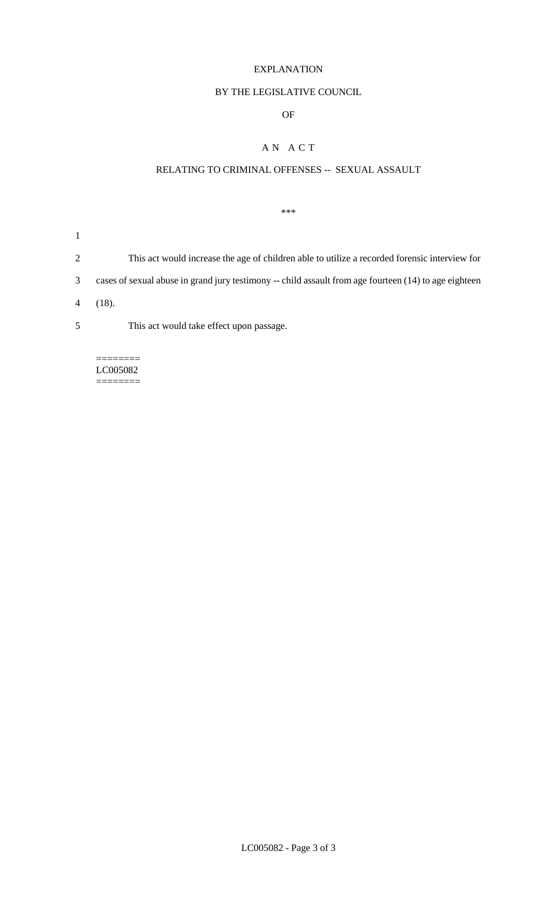EXPLANATION

BY THE LEGISLATIVE COUNCIL

OF

A N A C T

RELATING TO CRIMINAL OFFENSES -- SEXUAL ASSAULT

***

This act would increase the age of children able to utilize a recorded forensic interview for cases of sexual abuse in grand jury testimony -- child assault from age fourteen (14) to age eighteen (18).

This act would take effect upon passage.

========
LC005082
========